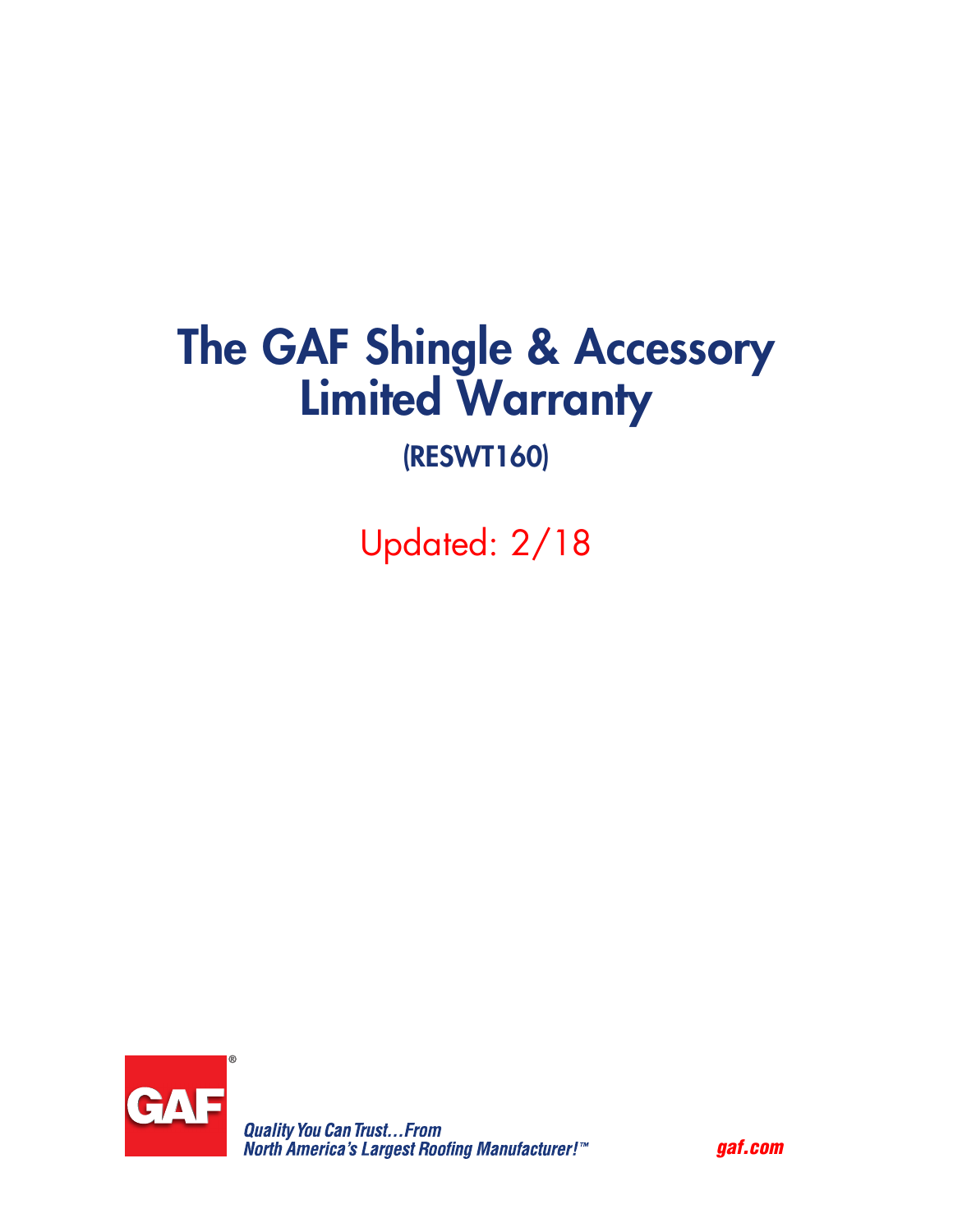# The GAF Shingle & Accessory Limited Warranty

## (RESWT160)

Updated: 2/18

GAF®

*Quality You Can Trust…From North America's Largest Roofing Manufacturer!™*

*gaf.com*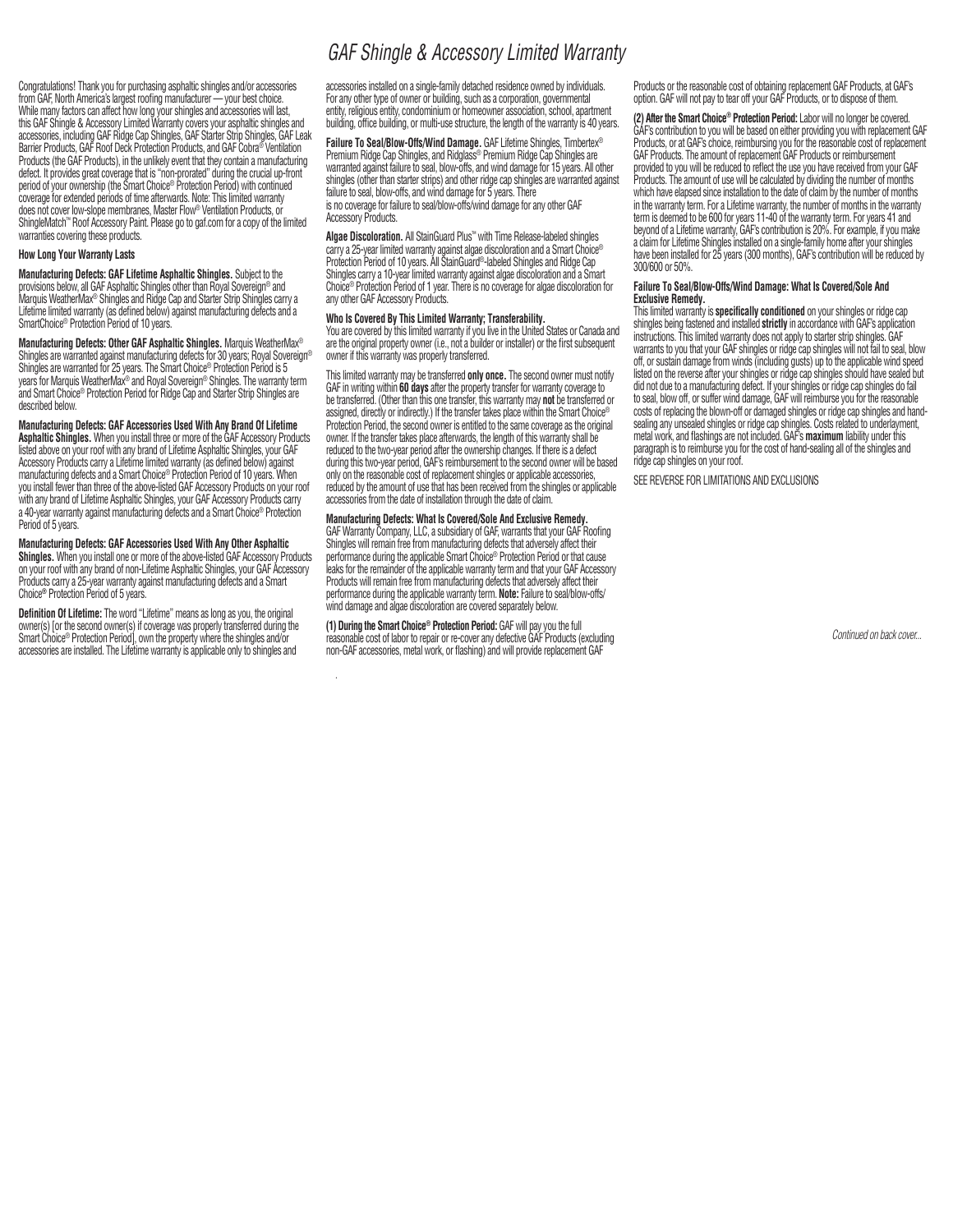# GAF Shingle & Accessory Limited Warranty

Congratulations! Thank you for purchasing asphaltic shingles and/or accessories from GAF, North America's largest roofing manufacturer — your best choice. While many factors can affect how long your shingles and accessories will last, this GAF Shingle & Accessory Limited Warranty covers your asphaltic shingles and accessories, including GAF Ridge Cap Shingles, GAF Starter Strip Shingles, GAF Leak Barrier Products, GAF Roof Deck Protection Products, and GAF Cobra® Ventilation Products (the GAF Products), in the unlikely event that they contain a manufacturing defect. It provides great coverage that is "non-prorated" during the crucial up-front period of your ownership (the Smart Choice® Protection Period) with continued coverage for extended periods of time afterwards. Note: This limited warranty does not cover low-slope membranes, Master Flow® Ventilation Products, or ShingleMatch™ Roof Accessory Paint. Please go to gaf.com for a copy of the limited warranties covering these products.

### How Long Your Warranty Lasts

**Manufacturing Defects: GAF Lifetime Asphaltic Shingles.** Subject to the provisions below, all GAF Asphaltic Shingles other than Royal Sovereign® and Marquis WeatherMax® Shingles and Ridge Cap and Starter Strip Shingles carry a Lifetime limited warranty (as defined below) against manufacturing defects and a SmartChoice® Protection Period of 10 years.

**Manufacturing Defects: Other GAF Asphaltic Shingles.** Marquis WeatherMax® Shingles are warranted against manufacturing defects for 30 years; Royal Sovereign® Shingles are warranted for 25 years. The Smart Choice® Protection Period is 5 years for Marquis WeatherMax® and Royal Sovereign® Shingles. The warranty term and Smart Choice® Protection Period for Ridge Cap and Starter Strip Shingles are described below.

**Manufacturing Defects: GAF Accessories Used With Any Brand Of Lifetime Asphaltic Shingles.** When you install three or more of the GAF Accessory Products listed above on your roof with any brand of Lifetime Asphaltic Shingles, your GAF Accessory Products carry a Lifetime limited warranty (as defined below) against manufacturing defects and a Smart Choice® Protection Period of 10 years. When you install fewer than three of the above-listed GAF Accessory Products on your roof with any brand of Lifetime Asphaltic Shingles, your GAF Accessory Products carry a 40-year warranty against manufacturing defects and a Smart Choice® Protection Period of 5 years.

**Manufacturing Defects: GAF Accessories Used With Any Other Asphaltic Shingles.** When you install one or more of the above-listed GAF Accessory Products on your roof with any brand of non-Lifetime Asphaltic Shingles, your GAF Accessory Products carry a 25-year warranty against manufacturing defects and a Smart Choice® Protection Period of 5 years.

**Definition Of Lifetime:** The word "Lifetime" means as long as you, the original owner(s) [or the second owner(s) if coverage was properly transferred during the Smart Choice® Protection Period], own the property where the shingles and/or accessories are installed. The Lifetime warranty is applicable only to shingles and accessories installed on a single-family detached residence owned by individuals. For any other type of owner or building, such as a corporation, governmental entity, religious entity, condominium or homeowner association, school, apartment building, office building, or multi-use structure, the length of the warranty is 40 years.

**Failure To Seal/Blow-Offs/Wind Damage.** GAF Lifetime Shingles, Timbertex® Premium Ridge Cap Shingles, and Ridglass® Premium Ridge Cap Shingles are warranted against failure to seal, blow-offs, and wind damage for 15 years. All other shingles (other than starter strips) and other ridge cap shingles are warranted against failure to seal, blow-offs, and wind damage for 5 years. There is no coverage for failure to seal/blow-offs/wind damage for any other GAF Accessory Products.

**Algae Discoloration.** All StainGuard Plus™ with Time Release-labeled shingles carry a 25-year limited warranty against algae discoloration and a Smart Choice® Protection Period of 10 years. All StainGuard®-labeled Shingles and Ridge Cap Shingles carry a 10-year limited warranty against algae discoloration and a Smart Choice® Protection Period of 1 year. There is no coverage for algae discoloration for any other GAF Accessory Products.

### Who Is Covered By This Limited Warranty; Transferability.

You are covered by this limited warranty if you live in the United States or Canada and are the original property owner (i.e., not a builder or installer) or the first subsequent owner if this warranty was properly transferred.

This limited warranty may be transferred **only once.** The second owner must notify GAF in writing within **60 days** after the property transfer for warranty coverage to be transferred. (Other than this one transfer, this warranty may **not** be transferred or assigned, directly or indirectly.) If the transfer takes place within the Smart Choice® Protection Period, the second owner is entitled to the same coverage as the original owner. If the transfer takes place afterwards, the length of this warranty shall be reduced to the two-year period after the ownership changes. If there is a defect during this two-year period, GAF's reimbursement to the second owner will be based only on the reasonable cost of replacement shingles or applicable accessories, reduced by the amount of use that has been received from the shingles or applicable accessories from the date of installation through the date of claim.

### Manufacturing Defects: What Is Covered/Sole And Exclusive Remedy.

GAF Warranty Company, LLC, a subsidiary of GAF, warrants that your GAF Roofing Shingles will remain free from manufacturing defects that adversely affect their performance during the applicable Smart Choice® Protection Period or that cause leaks for the remainder of the applicable warranty term and that your GAF Accessory Products will remain free from manufacturing defects that adversely affect their performance during the applicable warranty term. **Note:** Failure to seal/blow-offs/wind damage and algae discoloration are covered separately below.

**(1) During the Smart Choice® Protection Period:** GAF will pay you the full reasonable cost of labor to repair or re-cover any defective GAF Products (excluding non-GAF accessories, metal work, or flashing) and will provide replacement GAF Products or the reasonable cost of obtaining replacement GAF Products, at GAF's option. GAF will not pay to tear off your GAF Products, or to dispose of them.

**(2) After the Smart Choice® Protection Period:** Labor will no longer be covered. GAF's contribution to you will be based on either providing you with replacement GAF Products, or at GAF's choice, reimbursing you for the reasonable cost of replacement GAF Products. The amount of replacement GAF Products or reimbursement provided to you will be reduced to reflect the use you have received from your GAF Products. The amount of use will be calculated by dividing the number of months which have elapsed since installation to the date of claim by the number of months in the warranty term. For a Lifetime warranty, the number of months in the warranty term is deemed to be 600 for years 11-40 of the warranty term. For years 41 and beyond of a Lifetime warranty, GAF's contribution is 20%. For example, if you make a claim for Lifetime Shingles installed on a single-family home after your shingles have been installed for 25 years (300 months), GAF's contribution will be reduced by 300/600 or 50%.

### Failure To Seal/Blow-Offs/Wind Damage: What Is Covered/Sole And Exclusive Remedy.

This limited warranty is **specifically conditioned** on your shingles or ridge cap shingles being fastened and installed **strictly** in accordance with GAF's application instructions. This limited warranty does not apply to starter strip shingles. GAF warrants to you that your GAF shingles or ridge cap shingles will not fail to seal, blow off, or sustain damage from winds (including gusts) up to the applicable wind speed listed on the reverse after your shingles or ridge cap shingles should have sealed but did not due to a manufacturing defect. If your shingles or ridge cap shingles do fail to seal, blow off, or suffer wind damage, GAF will reimburse you for the reasonable costs of replacing the blown-off or damaged shingles or ridge cap shingles and hand-sealing any unsealed shingles or ridge cap shingles. Costs related to underlayment, metal work, and flashings are not included. GAF's **maximum** liability under this paragraph is to reimburse you for the cost of hand-sealing all of the shingles and ridge cap shingles on your roof.

SEE REVERSE FOR LIMITATIONS AND EXCLUSIONS

*Continued on back cover...*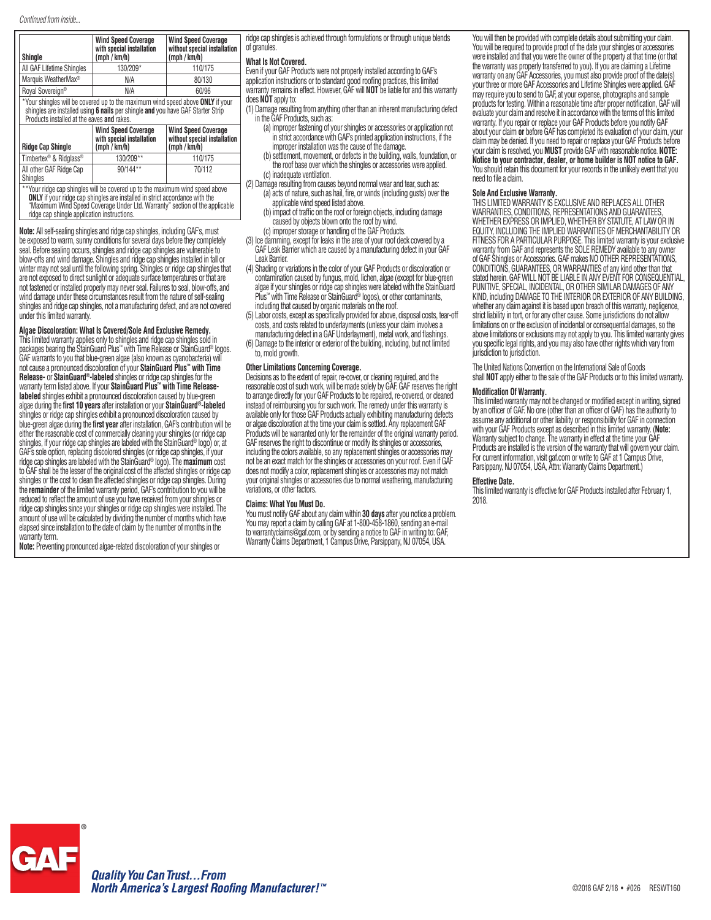*Continued from inside...*

| Shingle | Wind Speed Coverage with special installation (mph / km/h) | Wind Speed Coverage without special installation (mph / km/h) |
|---|---|---|
| All GAF Lifetime Shingles | 130/209* | 110/175 |
| Marquis WeatherMax® | N/A | 80/130 |
| Royal Sovereign® | N/A | 60/96 |

*Your shingles will be covered up to the maximum wind speed above **ONLY** if your shingles are installed using **6 nails** per shingle **and** you have GAF Starter Strip Products installed at the eaves **and** rakes.

| Ridge Cap Shingle | Wind Speed Coverage with special installation (mph / km/h) | Wind Speed Coverage without special installation (mph / km/h) |
|---|---|---|
| Timbertex® & Ridglass® | 130/209** | 110/175 |
| All other GAF Ridge Cap Shingles | 90/144** | 70/112 |

**Your ridge cap shingles will be covered up to the maximum wind speed above **ONLY** if your ridge cap shingles are installed in strict accordance with the "Maximum Wind Speed Coverage Under Ltd. Warranty" section of the applicable ridge cap shingle application instructions.

**Note:** All self-sealing shingles and ridge cap shingles, including GAF's, must be exposed to warm, sunny conditions for several days before they completely seal. Before sealing occurs, shingles and ridge cap shingles are vulnerable to blow-offs and wind damage. Shingles and ridge cap shingles installed in fall or winter may not seal until the following spring. Shingles or ridge cap shingles that are not exposed to direct sunlight or adequate surface temperatures or that are not fastened or installed properly may never seal. Failures to seal, blow-offs, and wind damage under these circumstances result from the nature of self-sealing shingles and ridge cap shingles, not a manufacturing defect, and are not covered under this limited warranty.

**Algae Discoloration: What Is Covered/Sole And Exclusive Remedy.**
This limited warranty applies only to shingles and ridge cap shingles sold in packages bearing the StainGuard Plus™ with Time Release or StainGuard® logos. GAF warrants to you that blue-green algae (also known as cyanobacteria) will not cause a pronounced discoloration of your **StainGuard Plus™ with Time Release-** or **StainGuard®-labeled** shingles or ridge cap shingles for the warranty term listed above. If your **StainGuard Plus™ with Time Release-labeled** shingles exhibit a pronounced discoloration caused by blue-green algae during the **first 10 years** after installation or your **StainGuard®-labeled** shingles or ridge cap shingles exhibit a pronounced discoloration caused by blue-green algae during the **first year** after installation, GAF's contribution will be either the reasonable cost of commercially cleaning your shingles (or ridge cap shingles, if your ridge cap shingles are labeled with the StainGuard® logo) or, at GAF's sole option, replacing discolored shingles (or ridge cap shingles, if your ridge cap shingles are labeled with the StainGuard® logo). The **maximum** cost to GAF shall be the lesser of the original cost of the affected shingles or ridge cap shingles or the cost to clean the affected shingles or ridge cap shingles. During the **remainder** of the limited warranty period, GAF's contribution to you will be reduced to reflect the amount of use you have received from your shingles or ridge cap shingles since your shingles or ridge cap shingles were installed. The amount of use will be calculated by dividing the number of months which have elapsed since installation to the date of claim by the number of months in the warranty term.

**Note:** Preventing pronounced algae-related discoloration of your shingles or ridge cap shingles is achieved through formulations or through unique blends of granules.

**What Is Not Covered.**
Even if your GAF Products were not properly installed according to GAF's application instructions or to standard good roofing practices, this limited warranty remains in effect. However, GAF will **NOT** be liable for and this warranty does **NOT** apply to:

(1) Damage resulting from anything other than an inherent manufacturing defect in the GAF Products, such as:
 (a) improper fastening of your shingles or accessories or application not in strict accordance with GAF's printed application instructions, if the improper installation was the cause of the damage.
 (b) settlement, movement, or defects in the building, walls, foundation, or the roof base over which the shingles or accessories were applied.
 (c) inadequate ventilation.
(2) Damage resulting from causes beyond normal wear and tear, such as:
 (a) acts of nature, such as hail, fire, or winds (including gusts) over the applicable wind speed listed above.
 (b) impact of traffic on the roof or foreign objects, including damage caused by objects blown onto the roof by wind.
 (c) improper storage or handling of the GAF Products.
(3) Ice damming, except for leaks in the area of your roof deck covered by a GAF Leak Barrier which are caused by a manufacturing defect in your GAF Leak Barrier.
(4) Shading or variations in the color of your GAF Products or discoloration or contamination caused by fungus, mold, lichen, algae (except for blue-green algae if your shingles or ridge cap shingles were labeled with the StainGuard Plus™ with Time Release or StainGuard® logos), or other contaminants, including that caused by organic materials on the roof.
(5) Labor costs, except as specifically provided for above, disposal costs, tear-off costs, and costs related to underlayments (unless your claim involves a manufacturing defect in a GAF Underlayment), metal work, and flashings.
(6) Damage to the interior or exterior of the building, including, but not limited to, mold growth.

**Other Limitations Concerning Coverage.**
Decisions as to the extent of repair, re-cover, or cleaning required, and the reasonable cost of such work, will be made solely by GAF. GAF reserves the right to arrange directly for your GAF Products to be repaired, re-covered, or cleaned instead of reimbursing you for such work. The remedy under this warranty is available only for those GAF Products actually exhibiting manufacturing defects or algae discoloration at the time your claim is settled. Any replacement GAF Products will be warranted only for the remainder of the original warranty period. GAF reserves the right to discontinue or modify its shingles or accessories, including the colors available, so any replacement shingles or accessories may not be an exact match for the shingles or accessories on your roof. Even if GAF does not modify a color, replacement shingles or accessories may not match your original shingles or accessories due to normal weathering, manufacturing variations, or other factors.

**Claims: What You Must Do.**
You must notify GAF about any claim within **30 days** after you notice a problem. You may report a claim by calling GAF at 1-800-458-1860, sending an e-mail to warrantyclaims@gaf.com, or by sending a notice to GAF in writing to: GAF, Warranty Claims Department, 1 Campus Drive, Parsippany, NJ 07054, USA.

You will then be provided with complete details about submitting your claim. You will be required to provide proof of the date your shingles or accessories were installed and that you were the owner of the property at that time (or that the warranty was properly transferred to you). If you are claiming a Lifetime warranty on any GAF Accessories, you must also provide proof of the date(s) your three or more GAF Accessories and Lifetime Shingles were applied. GAF may require you to send to GAF, at your expense, photographs and sample products for testing. Within a reasonable time after proper notification, GAF will evaluate your claim and resolve it in accordance with the terms of this limited warranty. If you repair or replace your GAF Products before you notify GAF about your claim **or** before GAF has completed its evaluation of your claim, your claim may be denied. If you need to repair or replace your GAF Products before your claim is resolved, you **MUST** provide GAF with reasonable notice. **NOTE: Notice to your contractor, dealer, or home builder is NOT notice to GAF.** You should retain this document for your records in the unlikely event that you need to file a claim.

**Sole And Exclusive Warranty.**
THIS LIMITED WARRANTY IS EXCLUSIVE AND REPLACES ALL OTHER WARRANTIES, CONDITIONS, REPRESENTATIONS AND GUARANTEES, WHETHER EXPRESS OR IMPLIED, WHETHER BY STATUTE, AT LAW OR IN EQUITY, INCLUDING THE IMPLIED WARRANTIES OF MERCHANTABILITY OR FITNESS FOR A PARTICULAR PURPOSE. This limited warranty is your exclusive warranty from GAF and represents the SOLE REMEDY available to any owner of GAF Shingles or Accessories. GAF makes NO OTHER REPRESENTATIONS, CONDITIONS, GUARANTEES, OR WARRANTIES of any kind other than that stated herein. GAF WILL NOT BE LIABLE IN ANY EVENT FOR CONSEQUENTIAL, PUNITIVE, SPECIAL, INCIDENTAL, OR OTHER SIMILAR DAMAGES OF ANY KIND, including DAMAGE TO THE INTERIOR OR EXTERIOR OF ANY BUILDING, whether any claim against it is based upon breach of this warranty, negligence, strict liability in tort, or for any other cause. Some jurisdictions do not allow limitations on or the exclusion of incidental or consequential damages, so the above limitations or exclusions may not apply to you. This limited warranty gives you specific legal rights, and you may also have other rights which vary from jurisdiction to jurisdiction.

The United Nations Convention on the International Sale of Goods shall **NOT** apply either to the sale of the GAF Products or to this limited warranty.

**Modification Of Warranty.**
This limited warranty may not be changed or modified except in writing, signed by an officer of GAF. No one (other than an officer of GAF) has the authority to assume any additional or other liability or responsibility for GAF in connection with your GAF Products except as described in this limited warranty. (**Note:** Warranty subject to change. The warranty in effect at the time your GAF Products are installed is the version of the warranty that will govern your claim. For current information, visit gaf.com or write to GAF at 1 Campus Drive, Parsippany, NJ 07054, USA, Attn: Warranty Claims Department.)

**Effective Date.**
This limited warranty is effective for GAF Products installed after February 1, 2018.

GAF®

*Quality You Can Trust…From North America's Largest Roofing Manufacturer!™*

©2018 GAF 2/18 • #026 RESWT160